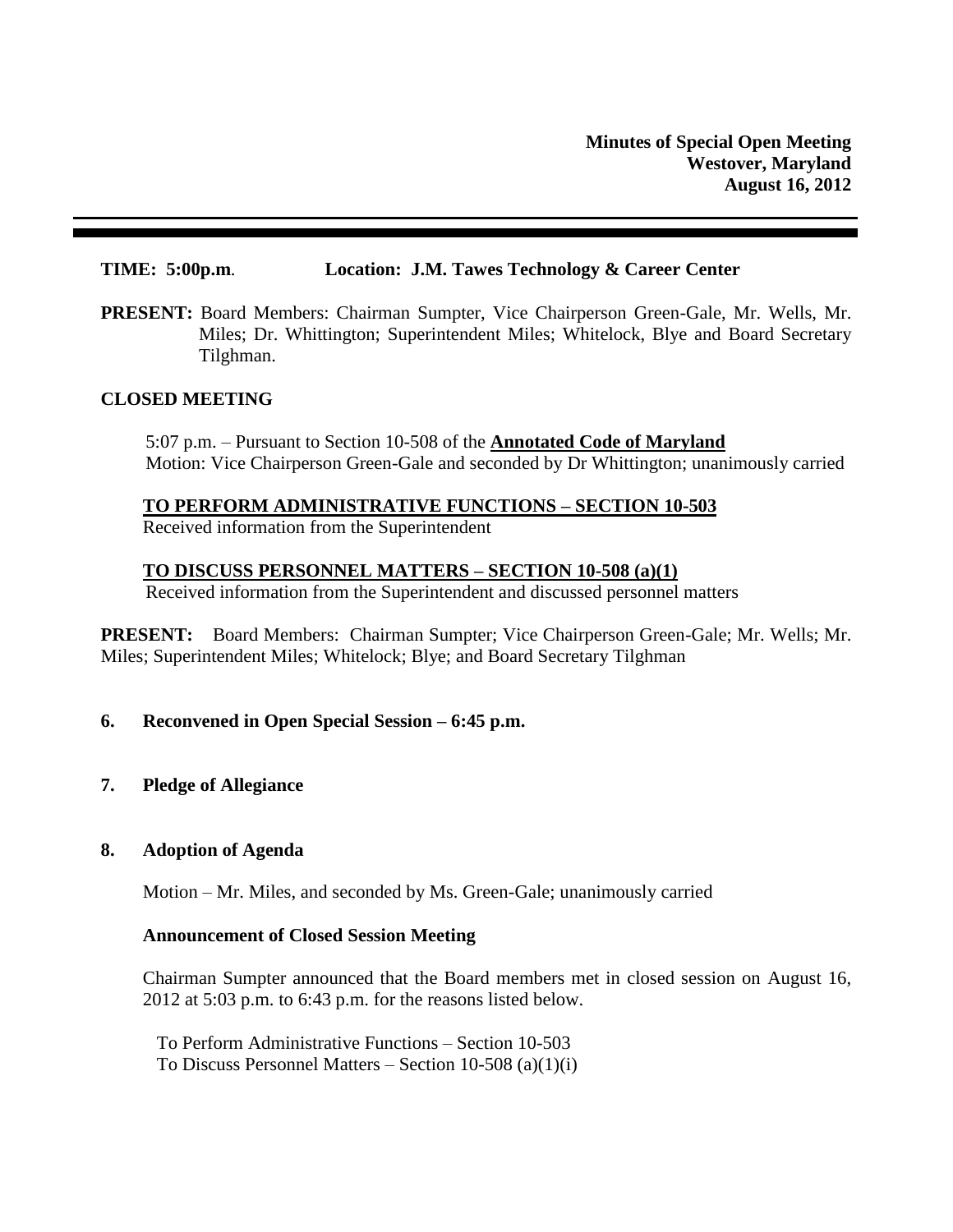**Minutes of Special Open Meeting**
**Westover, Maryland**
**August 16, 2012**

---

**TIME: 5:00p.m**. **Location: J.M. Tawes Technology & Career Center**

**PRESENT:** Board Members: Chairman Sumpter, Vice Chairperson Green-Gale, Mr. Wells, Mr. Miles; Dr. Whittington; Superintendent Miles; Whitelock, Blye and Board Secretary Tilghman.

**CLOSED MEETING**

5:07 p.m. – Pursuant to Section 10-508 of the **Annotated Code of Maryland**
Motion: Vice Chairperson Green-Gale and seconded by Dr Whittington; unanimously carried

**TO PERFORM ADMINISTRATIVE FUNCTIONS – SECTION 10-503**
Received information from the Superintendent

**TO DISCUSS PERSONNEL MATTERS – SECTION 10-508 (a)(1)**
Received information from the Superintendent and discussed personnel matters

**PRESENT:** Board Members: Chairman Sumpter; Vice Chairperson Green-Gale; Mr. Wells; Mr. Miles; Superintendent Miles; Whitelock; Blye; and Board Secretary Tilghman

**6. Reconvened in Open Special Session – 6:45 p.m.**

**7. Pledge of Allegiance**

**8. Adoption of Agenda**

Motion – Mr. Miles, and seconded by Ms. Green-Gale; unanimously carried

**Announcement of Closed Session Meeting**

Chairman Sumpter announced that the Board members met in closed session on August 16, 2012 at 5:03 p.m. to 6:43 p.m. for the reasons listed below.

To Perform Administrative Functions – Section 10-503
To Discuss Personnel Matters – Section 10-508 (a)(1)(i)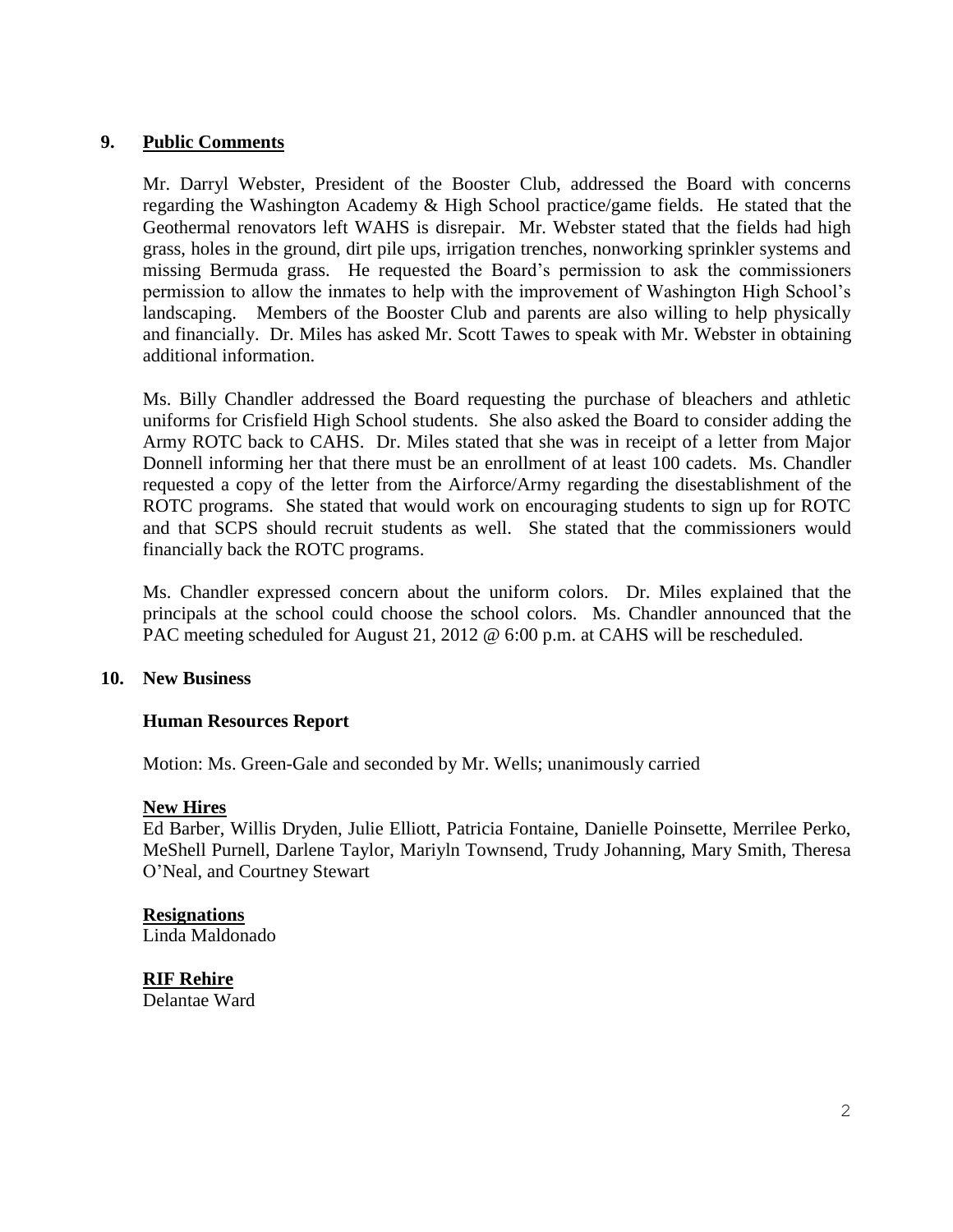## 9. Public Comments

Mr. Darryl Webster, President of the Booster Club, addressed the Board with concerns regarding the Washington Academy & High School practice/game fields. He stated that the Geothermal renovators left WAHS is disrepair. Mr. Webster stated that the fields had high grass, holes in the ground, dirt pile ups, irrigation trenches, nonworking sprinkler systems and missing Bermuda grass. He requested the Board's permission to ask the commissioners permission to allow the inmates to help with the improvement of Washington High School's landscaping. Members of the Booster Club and parents are also willing to help physically and financially. Dr. Miles has asked Mr. Scott Tawes to speak with Mr. Webster in obtaining additional information.

Ms. Billy Chandler addressed the Board requesting the purchase of bleachers and athletic uniforms for Crisfield High School students. She also asked the Board to consider adding the Army ROTC back to CAHS. Dr. Miles stated that she was in receipt of a letter from Major Donnell informing her that there must be an enrollment of at least 100 cadets. Ms. Chandler requested a copy of the letter from the Airforce/Army regarding the disestablishment of the ROTC programs. She stated that would work on encouraging students to sign up for ROTC and that SCPS should recruit students as well. She stated that the commissioners would financially back the ROTC programs.

Ms. Chandler expressed concern about the uniform colors. Dr. Miles explained that the principals at the school could choose the school colors. Ms. Chandler announced that the PAC meeting scheduled for August 21, 2012 @ 6:00 p.m. at CAHS will be rescheduled.

## 10. New Business

### Human Resources Report

Motion: Ms. Green-Gale and seconded by Mr. Wells; unanimously carried

**New Hires**
Ed Barber, Willis Dryden, Julie Elliott, Patricia Fontaine, Danielle Poinsette, Merrilee Perko, MeShell Purnell, Darlene Taylor, Mariyln Townsend, Trudy Johanning, Mary Smith, Theresa O'Neal, and Courtney Stewart

**Resignations**
Linda Maldonado

**RIF Rehire**
Delantae Ward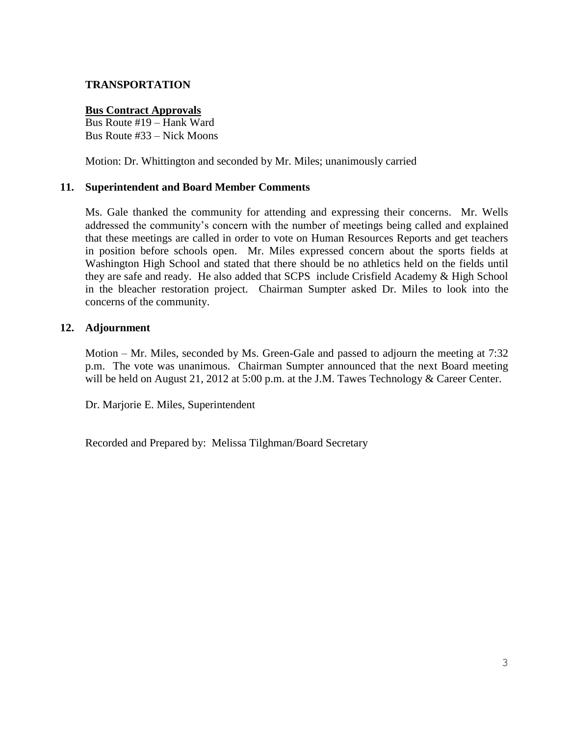## TRANSPORTATION

**Bus Contract Approvals**

Bus Route #19 – Hank Ward
Bus Route #33 – Nick Moons

Motion: Dr. Whittington and seconded by Mr. Miles; unanimously carried

## 11. Superintendent and Board Member Comments

Ms. Gale thanked the community for attending and expressing their concerns. Mr. Wells addressed the community's concern with the number of meetings being called and explained that these meetings are called in order to vote on Human Resources Reports and get teachers in position before schools open. Mr. Miles expressed concern about the sports fields at Washington High School and stated that there should be no athletics held on the fields until they are safe and ready. He also added that SCPS include Crisfield Academy & High School in the bleacher restoration project. Chairman Sumpter asked Dr. Miles to look into the concerns of the community.

## 12. Adjournment

Motion – Mr. Miles, seconded by Ms. Green-Gale and passed to adjourn the meeting at 7:32 p.m. The vote was unanimous. Chairman Sumpter announced that the next Board meeting will be held on August 21, 2012 at 5:00 p.m. at the J.M. Tawes Technology & Career Center.

Dr. Marjorie E. Miles, Superintendent

Recorded and Prepared by: Melissa Tilghman/Board Secretary